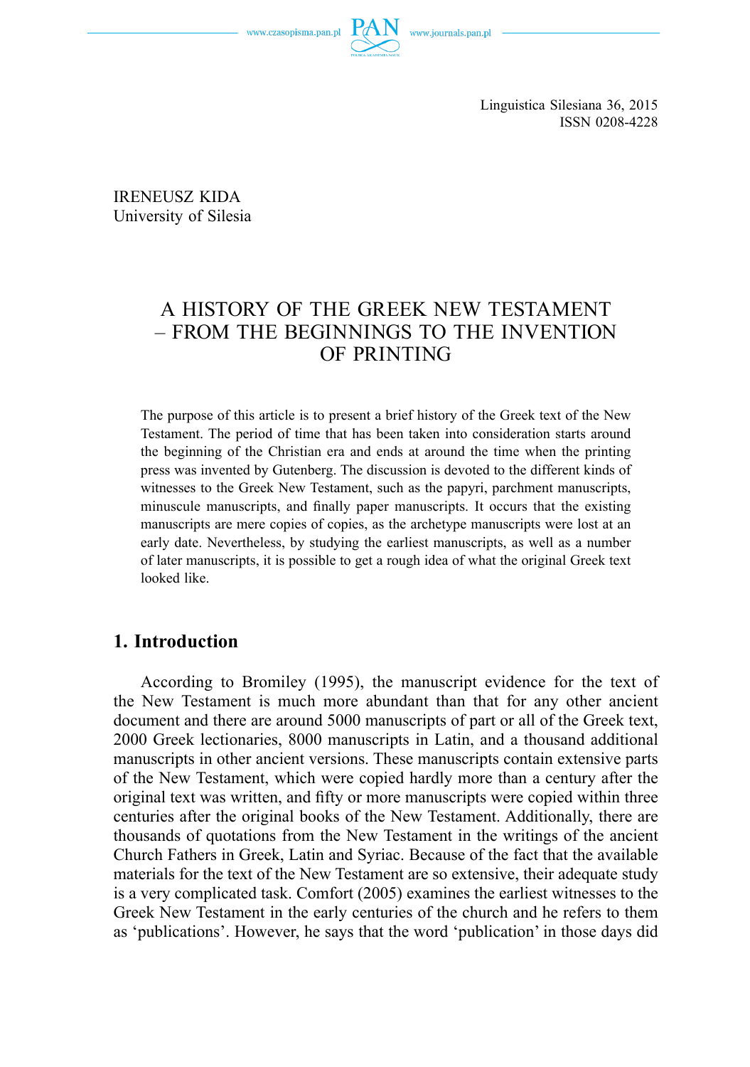Linguistica Silesiana 36, 2015
ISSN 0208-4228

IRENEUSZ KIDA
University of Silesia

# A HISTORY OF THE GREEK NEW TESTAMENT – FROM THE BEGINNINGS TO THE INVENTION OF PRINTING

The purpose of this article is to present a brief history of the Greek text of the New Testament. The period of time that has been taken into consideration starts around the beginning of the Christian era and ends at around the time when the printing press was invented by Gutenberg. The discussion is devoted to the different kinds of witnesses to the Greek New Testament, such as the papyri, parchment manuscripts, minuscule manuscripts, and finally paper manuscripts. It occurs that the existing manuscripts are mere copies of copies, as the archetype manuscripts were lost at an early date. Nevertheless, by studying the earliest manuscripts, as well as a number of later manuscripts, it is possible to get a rough idea of what the original Greek text looked like.

## 1. Introduction

According to Bromiley (1995), the manuscript evidence for the text of the New Testament is much more abundant than that for any other ancient document and there are around 5000 manuscripts of part or all of the Greek text, 2000 Greek lectionaries, 8000 manuscripts in Latin, and a thousand additional manuscripts in other ancient versions. These manuscripts contain extensive parts of the New Testament, which were copied hardly more than a century after the original text was written, and fifty or more manuscripts were copied within three centuries after the original books of the New Testament. Additionally, there are thousands of quotations from the New Testament in the writings of the ancient Church Fathers in Greek, Latin and Syriac. Because of the fact that the available materials for the text of the New Testament are so extensive, their adequate study is a very complicated task. Comfort (2005) examines the earliest witnesses to the Greek New Testament in the early centuries of the church and he refers to them as 'publications'. However, he says that the word 'publication' in those days did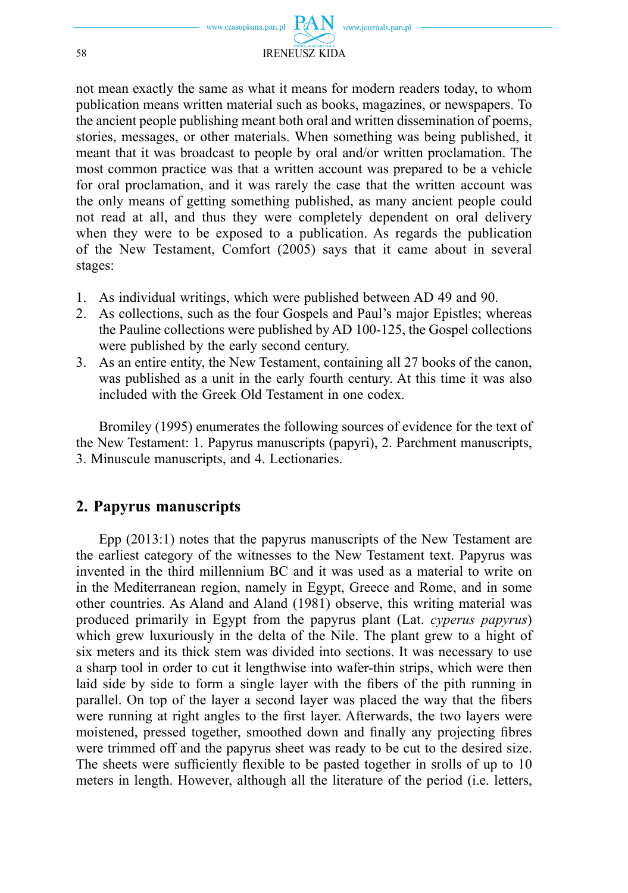not mean exactly the same as what it means for modern readers today, to whom publication means written material such as books, magazines, or newspapers. To the ancient people publishing meant both oral and written dissemination of poems, stories, messages, or other materials. When something was being published, it meant that it was broadcast to people by oral and/or written proclamation. The most common practice was that a written account was prepared to be a vehicle for oral proclamation, and it was rarely the case that the written account was the only means of getting something published, as many ancient people could not read at all, and thus they were completely dependent on oral delivery when they were to be exposed to a publication. As regards the publication of the New Testament, Comfort (2005) says that it came about in several stages:

1. As individual writings, which were published between AD 49 and 90.
2. As collections, such as the four Gospels and Paul's major Epistles; whereas the Pauline collections were published by AD 100-125, the Gospel collections were published by the early second century.
3. As an entire entity, the New Testament, containing all 27 books of the canon, was published as a unit in the early fourth century. At this time it was also included with the Greek Old Testament in one codex.

Bromiley (1995) enumerates the following sources of evidence for the text of the New Testament: 1. Papyrus manuscripts (papyri), 2. Parchment manuscripts, 3. Minuscule manuscripts, and 4. Lectionaries.

## 2. Papyrus manuscripts

Epp (2013:1) notes that the papyrus manuscripts of the New Testament are the earliest category of the witnesses to the New Testament text. Papyrus was invented in the third millennium BC and it was used as a material to write on in the Mediterranean region, namely in Egypt, Greece and Rome, and in some other countries. As Aland and Aland (1981) observe, this writing material was produced primarily in Egypt from the papyrus plant (Lat. *cyperus papyrus*) which grew luxuriously in the delta of the Nile. The plant grew to a hight of six meters and its thick stem was divided into sections. It was necessary to use a sharp tool in order to cut it lengthwise into wafer-thin strips, which were then laid side by side to form a single layer with the fibers of the pith running in parallel. On top of the layer a second layer was placed the way that the fibers were running at right angles to the first layer. Afterwards, the two layers were moistened, pressed together, smoothed down and finally any projecting fibres were trimmed off and the papyrus sheet was ready to be cut to the desired size. The sheets were sufficiently flexible to be pasted together in srolls of up to 10 meters in length. However, although all the literature of the period (i.e. letters,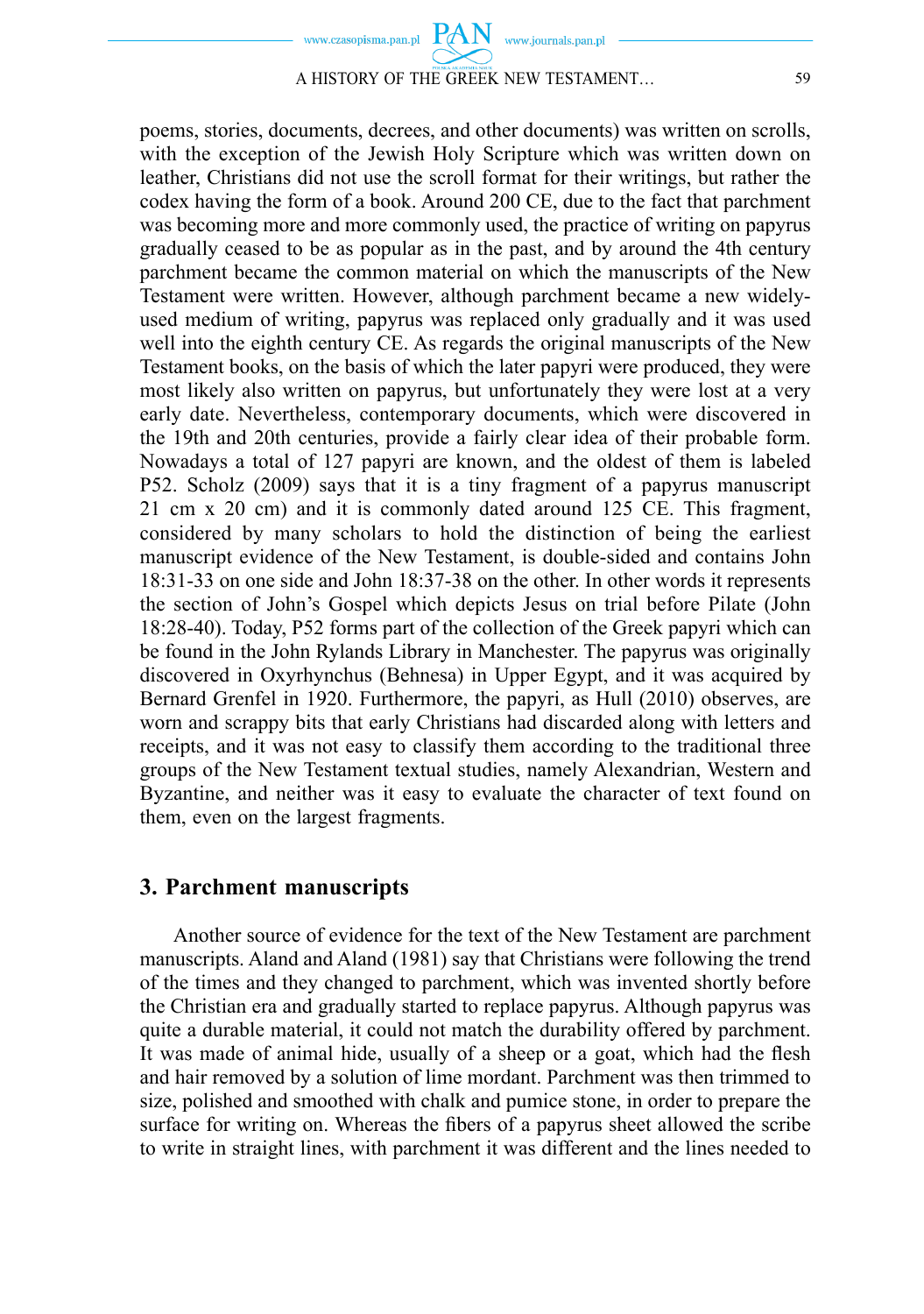poems, stories, documents, decrees, and other documents) was written on scrolls, with the exception of the Jewish Holy Scripture which was written down on leather, Christians did not use the scroll format for their writings, but rather the codex having the form of a book. Around 200 CE, due to the fact that parchment was becoming more and more commonly used, the practice of writing on papyrus gradually ceased to be as popular as in the past, and by around the 4th century parchment became the common material on which the manuscripts of the New Testament were written. However, although parchment became a new widely-used medium of writing, papyrus was replaced only gradually and it was used well into the eighth century CE. As regards the original manuscripts of the New Testament books, on the basis of which the later papyri were produced, they were most likely also written on papyrus, but unfortunately they were lost at a very early date. Nevertheless, contemporary documents, which were discovered in the 19th and 20th centuries, provide a fairly clear idea of their probable form. Nowadays a total of 127 papyri are known, and the oldest of them is labeled P52. Scholz (2009) says that it is a tiny fragment of a papyrus manuscript 21 cm x 20 cm) and it is commonly dated around 125 CE. This fragment, considered by many scholars to hold the distinction of being the earliest manuscript evidence of the New Testament, is double-sided and contains John 18:31-33 on one side and John 18:37-38 on the other. In other words it represents the section of John's Gospel which depicts Jesus on trial before Pilate (John 18:28-40). Today, P52 forms part of the collection of the Greek papyri which can be found in the John Rylands Library in Manchester. The papyrus was originally discovered in Oxyrhynchus (Behnesa) in Upper Egypt, and it was acquired by Bernard Grenfel in 1920. Furthermore, the papyri, as Hull (2010) observes, are worn and scrappy bits that early Christians had discarded along with letters and receipts, and it was not easy to classify them according to the traditional three groups of the New Testament textual studies, namely Alexandrian, Western and Byzantine, and neither was it easy to evaluate the character of text found on them, even on the largest fragments.

## 3. Parchment manuscripts

Another source of evidence for the text of the New Testament are parchment manuscripts. Aland and Aland (1981) say that Christians were following the trend of the times and they changed to parchment, which was invented shortly before the Christian era and gradually started to replace papyrus. Although papyrus was quite a durable material, it could not match the durability offered by parchment. It was made of animal hide, usually of a sheep or a goat, which had the flesh and hair removed by a solution of lime mordant. Parchment was then trimmed to size, polished and smoothed with chalk and pumice stone, in order to prepare the surface for writing on. Whereas the fibers of a papyrus sheet allowed the scribe to write in straight lines, with parchment it was different and the lines needed to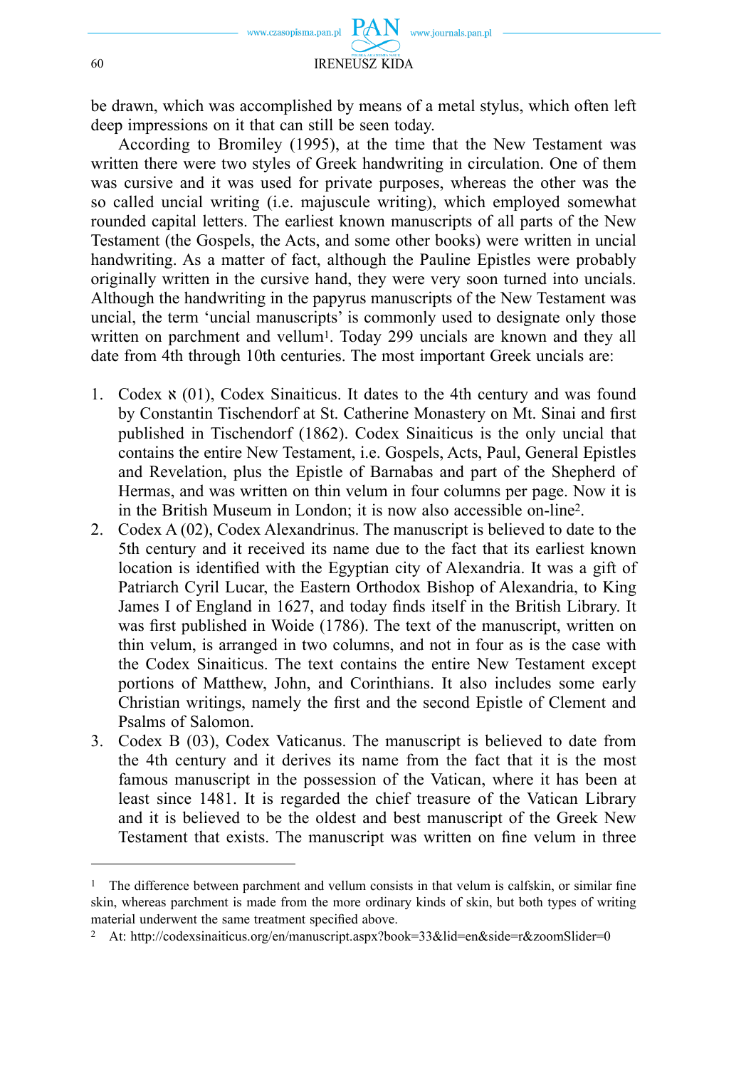be drawn, which was accomplished by means of a metal stylus, which often left deep impressions on it that can still be seen today.

According to Bromiley (1995), at the time that the New Testament was written there were two styles of Greek handwriting in circulation. One of them was cursive and it was used for private purposes, whereas the other was the so called uncial writing (i.e. majuscule writing), which employed somewhat rounded capital letters. The earliest known manuscripts of all parts of the New Testament (the Gospels, the Acts, and some other books) were written in uncial handwriting. As a matter of fact, although the Pauline Epistles were probably originally written in the cursive hand, they were very soon turned into uncials. Although the handwriting in the papyrus manuscripts of the New Testament was uncial, the term 'uncial manuscripts' is commonly used to designate only those written on parchment and vellum[1]. Today 299 uncials are known and they all date from 4th through 10th centuries. The most important Greek uncials are:

1. Codex א (01), Codex Sinaiticus. It dates to the 4th century and was found by Constantin Tischendorf at St. Catherine Monastery on Mt. Sinai and first published in Tischendorf (1862). Codex Sinaiticus is the only uncial that contains the entire New Testament, i.e. Gospels, Acts, Paul, General Epistles and Revelation, plus the Epistle of Barnabas and part of the Shepherd of Hermas, and was written on thin velum in four columns per page. Now it is in the British Museum in London; it is now also accessible on-line[2].
2. Codex A (02), Codex Alexandrinus. The manuscript is believed to date to the 5th century and it received its name due to the fact that its earliest known location is identified with the Egyptian city of Alexandria. It was a gift of Patriarch Cyril Lucar, the Eastern Orthodox Bishop of Alexandria, to King James I of England in 1627, and today finds itself in the British Library. It was first published in Woide (1786). The text of the manuscript, written on thin velum, is arranged in two columns, and not in four as is the case with the Codex Sinaiticus. The text contains the entire New Testament except portions of Matthew, John, and Corinthians. It also includes some early Christian writings, namely the first and the second Epistle of Clement and Psalms of Salomon.
3. Codex B (03), Codex Vaticanus. The manuscript is believed to date from the 4th century and it derives its name from the fact that it is the most famous manuscript in the possession of the Vatican, where it has been at least since 1481. It is regarded the chief treasure of the Vatican Library and it is believed to be the oldest and best manuscript of the Greek New Testament that exists. The manuscript was written on fine velum in three

---

[1] The difference between parchment and vellum consists in that velum is calfskin, or similar fine skin, whereas parchment is made from the more ordinary kinds of skin, but both types of writing material underwent the same treatment specified above.

[2] At: http://codexsinaiticus.org/en/manuscript.aspx?book=33&lid=en&side=r&zoomSlider=0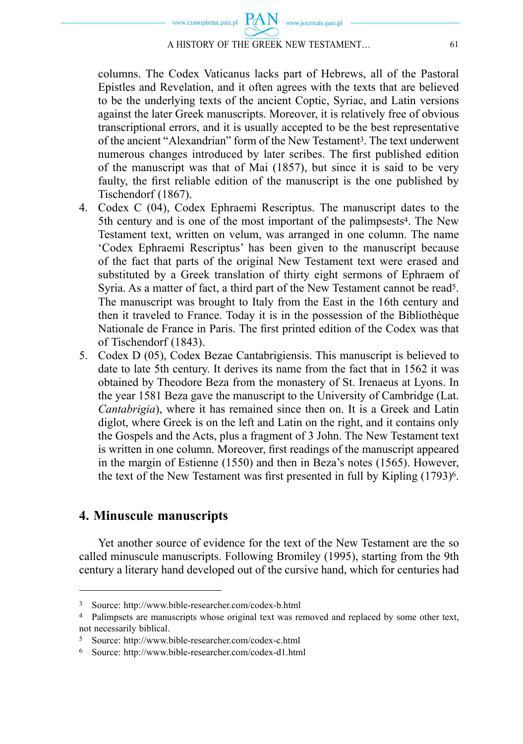columns. The Codex Vaticanus lacks part of Hebrews, all of the Pastoral Epistles and Revelation, and it often agrees with the texts that are believed to be the underlying texts of the ancient Coptic, Syriac, and Latin versions against the later Greek manuscripts. Moreover, it is relatively free of obvious transcriptional errors, and it is usually accepted to be the best representative of the ancient "Alexandrian" form of the New Testament[3]. The text underwent numerous changes introduced by later scribes. The first published edition of the manuscript was that of Mai (1857), but since it is said to be very faulty, the first reliable edition of the manuscript is the one published by Tischendorf (1867).

4. Codex C (04), Codex Ephraemi Rescriptus. The manuscript dates to the 5th century and is one of the most important of the palimpsests[4]. The New Testament text, written on velum, was arranged in one column. The name 'Codex Ephraemi Rescriptus' has been given to the manuscript because of the fact that parts of the original New Testament text were erased and substituted by a Greek translation of thirty eight sermons of Ephraem of Syria. As a matter of fact, a third part of the New Testament cannot be read[5]. The manuscript was brought to Italy from the East in the 16th century and then it traveled to France. Today it is in the possession of the Bibliothèque Nationale de France in Paris. The first printed edition of the Codex was that of Tischendorf (1843).
5. Codex D (05), Codex Bezae Cantabrigiensis. This manuscript is believed to date to late 5th century. It derives its name from the fact that in 1562 it was obtained by Theodore Beza from the monastery of St. Irenaeus at Lyons. In the year 1581 Beza gave the manuscript to the University of Cambridge (Lat. *Cantabrigia*), where it has remained since then on. It is a Greek and Latin diglot, where Greek is on the left and Latin on the right, and it contains only the Gospels and the Acts, plus a fragment of 3 John. The New Testament text is written in one column. Moreover, first readings of the manuscript appeared in the margin of Estienne (1550) and then in Beza's notes (1565). However, the text of the New Testament was first presented in full by Kipling (1793)[6].

## 4. Minuscule manuscripts

Yet another source of evidence for the text of the New Testament are the so called minuscule manuscripts. Following Bromiley (1995), starting from the 9th century a literary hand developed out of the cursive hand, which for centuries had

---

[3] Source: http://www.bible-researcher.com/codex-b.html

[4] Palimpsets are manuscripts whose original text was removed and replaced by some other text, not necessarily biblical.

[5] Source: http://www.bible-researcher.com/codex-c.html

[6] Source: http://www.bible-researcher.com/codex-d1.html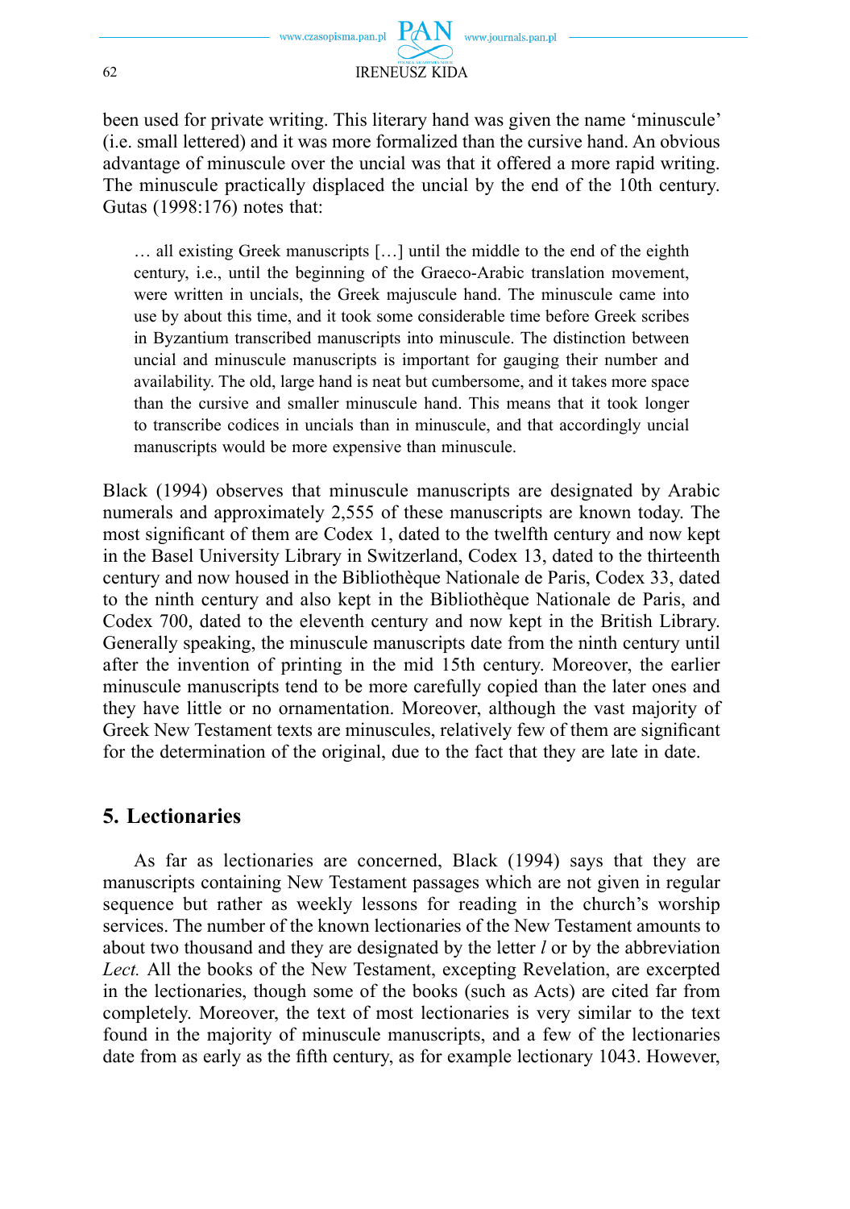been used for private writing. This literary hand was given the name 'minuscule' (i.e. small lettered) and it was more formalized than the cursive hand. An obvious advantage of minuscule over the uncial was that it offered a more rapid writing. The minuscule practically displaced the uncial by the end of the 10th century. Gutas (1998:176) notes that:

> … all existing Greek manuscripts […] until the middle to the end of the eighth century, i.e., until the beginning of the Graeco-Arabic translation movement, were written in uncials, the Greek majuscule hand. The minuscule came into use by about this time, and it took some considerable time before Greek scribes in Byzantium transcribed manuscripts into minuscule. The distinction between uncial and minuscule manuscripts is important for gauging their number and availability. The old, large hand is neat but cumbersome, and it takes more space than the cursive and smaller minuscule hand. This means that it took longer to transcribe codices in uncials than in minuscule, and that accordingly uncial manuscripts would be more expensive than minuscule.

Black (1994) observes that minuscule manuscripts are designated by Arabic numerals and approximately 2,555 of these manuscripts are known today. The most significant of them are Codex 1, dated to the twelfth century and now kept in the Basel University Library in Switzerland, Codex 13, dated to the thirteenth century and now housed in the Bibliothèque Nationale de Paris, Codex 33, dated to the ninth century and also kept in the Bibliothèque Nationale de Paris, and Codex 700, dated to the eleventh century and now kept in the British Library. Generally speaking, the minuscule manuscripts date from the ninth century until after the invention of printing in the mid 15th century. Moreover, the earlier minuscule manuscripts tend to be more carefully copied than the later ones and they have little or no ornamentation. Moreover, although the vast majority of Greek New Testament texts are minuscules, relatively few of them are significant for the determination of the original, due to the fact that they are late in date.

## 5. Lectionaries

As far as lectionaries are concerned, Black (1994) says that they are manuscripts containing New Testament passages which are not given in regular sequence but rather as weekly lessons for reading in the church's worship services. The number of the known lectionaries of the New Testament amounts to about two thousand and they are designated by the letter *l* or by the abbreviation *Lect.* All the books of the New Testament, excepting Revelation, are excerpted in the lectionaries, though some of the books (such as Acts) are cited far from completely. Moreover, the text of most lectionaries is very similar to the text found in the majority of minuscule manuscripts, and a few of the lectionaries date from as early as the fifth century, as for example lectionary 1043. However,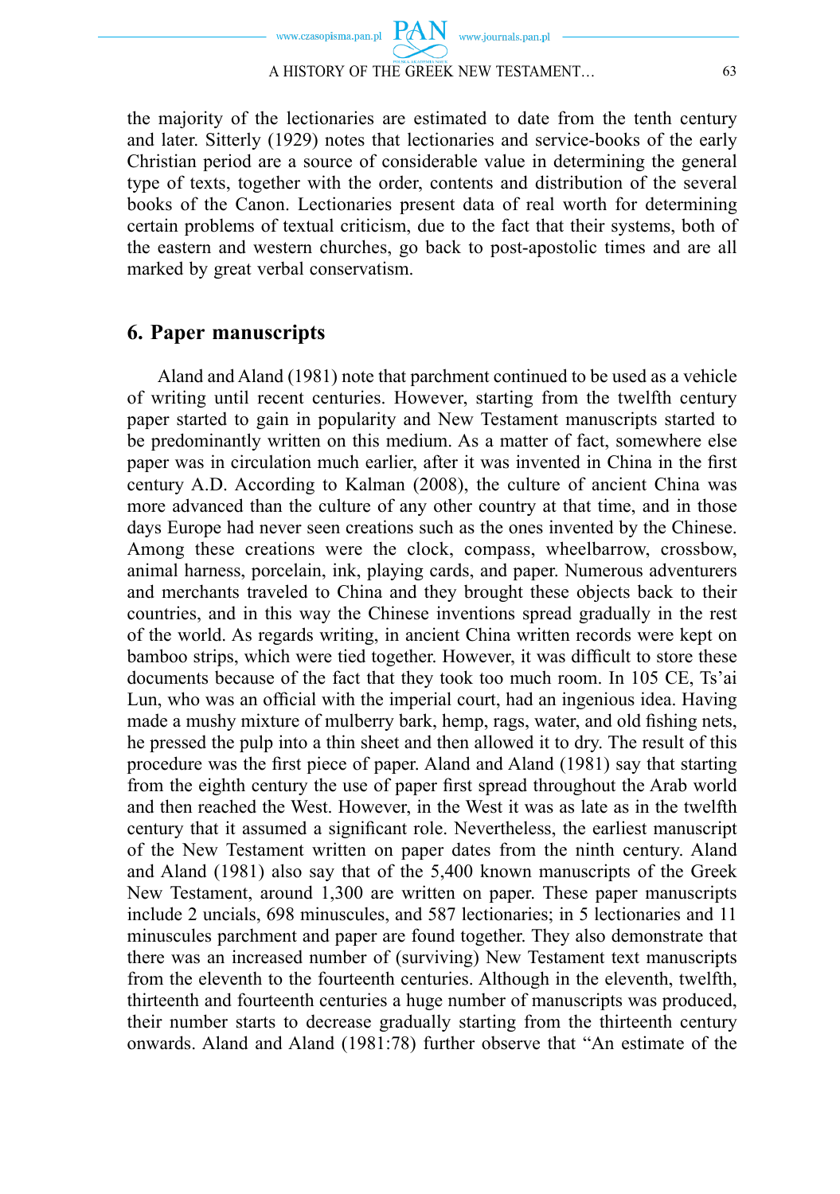the majority of the lectionaries are estimated to date from the tenth century and later. Sitterly (1929) notes that lectionaries and service-books of the early Christian period are a source of considerable value in determining the general type of texts, together with the order, contents and distribution of the several books of the Canon. Lectionaries present data of real worth for determining certain problems of textual criticism, due to the fact that their systems, both of the eastern and western churches, go back to post-apostolic times and are all marked by great verbal conservatism.

## 6. Paper manuscripts

Aland and Aland (1981) note that parchment continued to be used as a vehicle of writing until recent centuries. However, starting from the twelfth century paper started to gain in popularity and New Testament manuscripts started to be predominantly written on this medium. As a matter of fact, somewhere else paper was in circulation much earlier, after it was invented in China in the first century A.D. According to Kalman (2008), the culture of ancient China was more advanced than the culture of any other country at that time, and in those days Europe had never seen creations such as the ones invented by the Chinese. Among these creations were the clock, compass, wheelbarrow, crossbow, animal harness, porcelain, ink, playing cards, and paper. Numerous adventurers and merchants traveled to China and they brought these objects back to their countries, and in this way the Chinese inventions spread gradually in the rest of the world. As regards writing, in ancient China written records were kept on bamboo strips, which were tied together. However, it was difficult to store these documents because of the fact that they took too much room. In 105 CE, Ts'ai Lun, who was an official with the imperial court, had an ingenious idea. Having made a mushy mixture of mulberry bark, hemp, rags, water, and old fishing nets, he pressed the pulp into a thin sheet and then allowed it to dry. The result of this procedure was the first piece of paper. Aland and Aland (1981) say that starting from the eighth century the use of paper first spread throughout the Arab world and then reached the West. However, in the West it was as late as in the twelfth century that it assumed a significant role. Nevertheless, the earliest manuscript of the New Testament written on paper dates from the ninth century. Aland and Aland (1981) also say that of the 5,400 known manuscripts of the Greek New Testament, around 1,300 are written on paper. These paper manuscripts include 2 uncials, 698 minuscules, and 587 lectionaries; in 5 lectionaries and 11 minuscules parchment and paper are found together. They also demonstrate that there was an increased number of (surviving) New Testament text manuscripts from the eleventh to the fourteenth centuries. Although in the eleventh, twelfth, thirteenth and fourteenth centuries a huge number of manuscripts was produced, their number starts to decrease gradually starting from the thirteenth century onwards. Aland and Aland (1981:78) further observe that "An estimate of the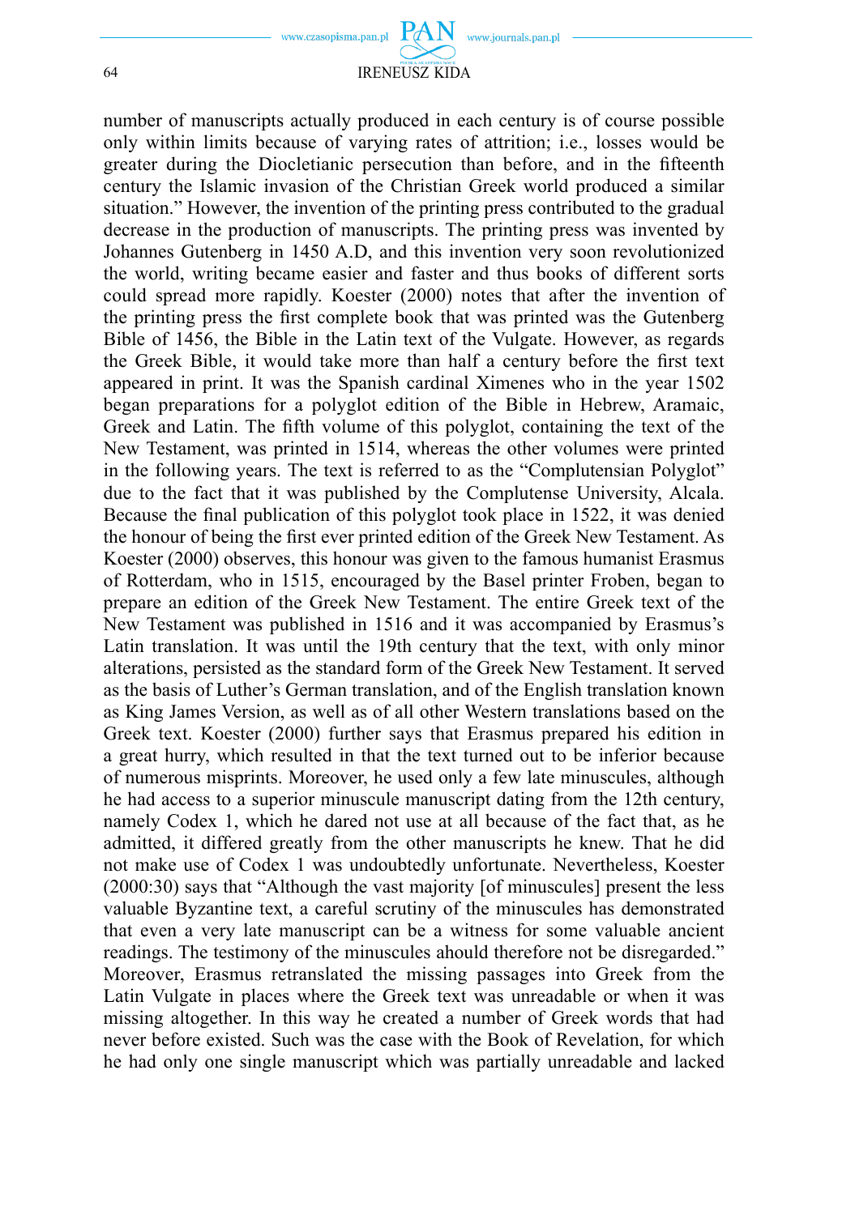number of manuscripts actually produced in each century is of course possible only within limits because of varying rates of attrition; i.e., losses would be greater during the Diocletianic persecution than before, and in the fifteenth century the Islamic invasion of the Christian Greek world produced a similar situation." However, the invention of the printing press contributed to the gradual decrease in the production of manuscripts. The printing press was invented by Johannes Gutenberg in 1450 A.D, and this invention very soon revolutionized the world, writing became easier and faster and thus books of different sorts could spread more rapidly. Koester (2000) notes that after the invention of the printing press the first complete book that was printed was the Gutenberg Bible of 1456, the Bible in the Latin text of the Vulgate. However, as regards the Greek Bible, it would take more than half a century before the first text appeared in print. It was the Spanish cardinal Ximenes who in the year 1502 began preparations for a polyglot edition of the Bible in Hebrew, Aramaic, Greek and Latin. The fifth volume of this polyglot, containing the text of the New Testament, was printed in 1514, whereas the other volumes were printed in the following years. The text is referred to as the "Complutensian Polyglot" due to the fact that it was published by the Complutense University, Alcala. Because the final publication of this polyglot took place in 1522, it was denied the honour of being the first ever printed edition of the Greek New Testament. As Koester (2000) observes, this honour was given to the famous humanist Erasmus of Rotterdam, who in 1515, encouraged by the Basel printer Froben, began to prepare an edition of the Greek New Testament. The entire Greek text of the New Testament was published in 1516 and it was accompanied by Erasmus's Latin translation. It was until the 19th century that the text, with only minor alterations, persisted as the standard form of the Greek New Testament. It served as the basis of Luther's German translation, and of the English translation known as King James Version, as well as of all other Western translations based on the Greek text. Koester (2000) further says that Erasmus prepared his edition in a great hurry, which resulted in that the text turned out to be inferior because of numerous misprints. Moreover, he used only a few late minuscules, although he had access to a superior minuscule manuscript dating from the 12th century, namely Codex 1, which he dared not use at all because of the fact that, as he admitted, it differed greatly from the other manuscripts he knew. That he did not make use of Codex 1 was undoubtedly unfortunate. Nevertheless, Koester (2000:30) says that "Although the vast majority [of minuscules] present the less valuable Byzantine text, a careful scrutiny of the minuscules has demonstrated that even a very late manuscript can be a witness for some valuable ancient readings. The testimony of the minuscules ahould therefore not be disregarded." Moreover, Erasmus retranslated the missing passages into Greek from the Latin Vulgate in places where the Greek text was unreadable or when it was missing altogether. In this way he created a number of Greek words that had never before existed. Such was the case with the Book of Revelation, for which he had only one single manuscript which was partially unreadable and lacked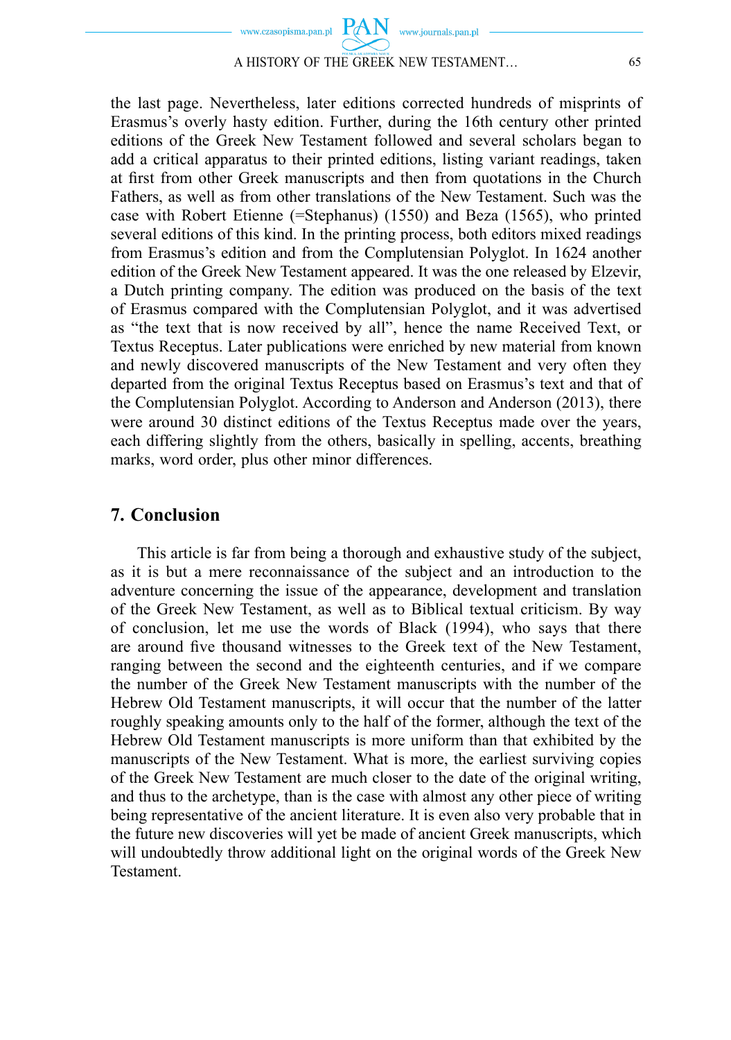the last page. Nevertheless, later editions corrected hundreds of misprints of Erasmus's overly hasty edition. Further, during the 16th century other printed editions of the Greek New Testament followed and several scholars began to add a critical apparatus to their printed editions, listing variant readings, taken at first from other Greek manuscripts and then from quotations in the Church Fathers, as well as from other translations of the New Testament. Such was the case with Robert Etienne (=Stephanus) (1550) and Beza (1565), who printed several editions of this kind. In the printing process, both editors mixed readings from Erasmus's edition and from the Complutensian Polyglot. In 1624 another edition of the Greek New Testament appeared. It was the one released by Elzevir, a Dutch printing company. The edition was produced on the basis of the text of Erasmus compared with the Complutensian Polyglot, and it was advertised as "the text that is now received by all", hence the name Received Text, or Textus Receptus. Later publications were enriched by new material from known and newly discovered manuscripts of the New Testament and very often they departed from the original Textus Receptus based on Erasmus's text and that of the Complutensian Polyglot. According to Anderson and Anderson (2013), there were around 30 distinct editions of the Textus Receptus made over the years, each differing slightly from the others, basically in spelling, accents, breathing marks, word order, plus other minor differences.

## 7. Conclusion

This article is far from being a thorough and exhaustive study of the subject, as it is but a mere reconnaissance of the subject and an introduction to the adventure concerning the issue of the appearance, development and translation of the Greek New Testament, as well as to Biblical textual criticism. By way of conclusion, let me use the words of Black (1994), who says that there are around five thousand witnesses to the Greek text of the New Testament, ranging between the second and the eighteenth centuries, and if we compare the number of the Greek New Testament manuscripts with the number of the Hebrew Old Testament manuscripts, it will occur that the number of the latter roughly speaking amounts only to the half of the former, although the text of the Hebrew Old Testament manuscripts is more uniform than that exhibited by the manuscripts of the New Testament. What is more, the earliest surviving copies of the Greek New Testament are much closer to the date of the original writing, and thus to the archetype, than is the case with almost any other piece of writing being representative of the ancient literature. It is even also very probable that in the future new discoveries will yet be made of ancient Greek manuscripts, which will undoubtedly throw additional light on the original words of the Greek New Testament.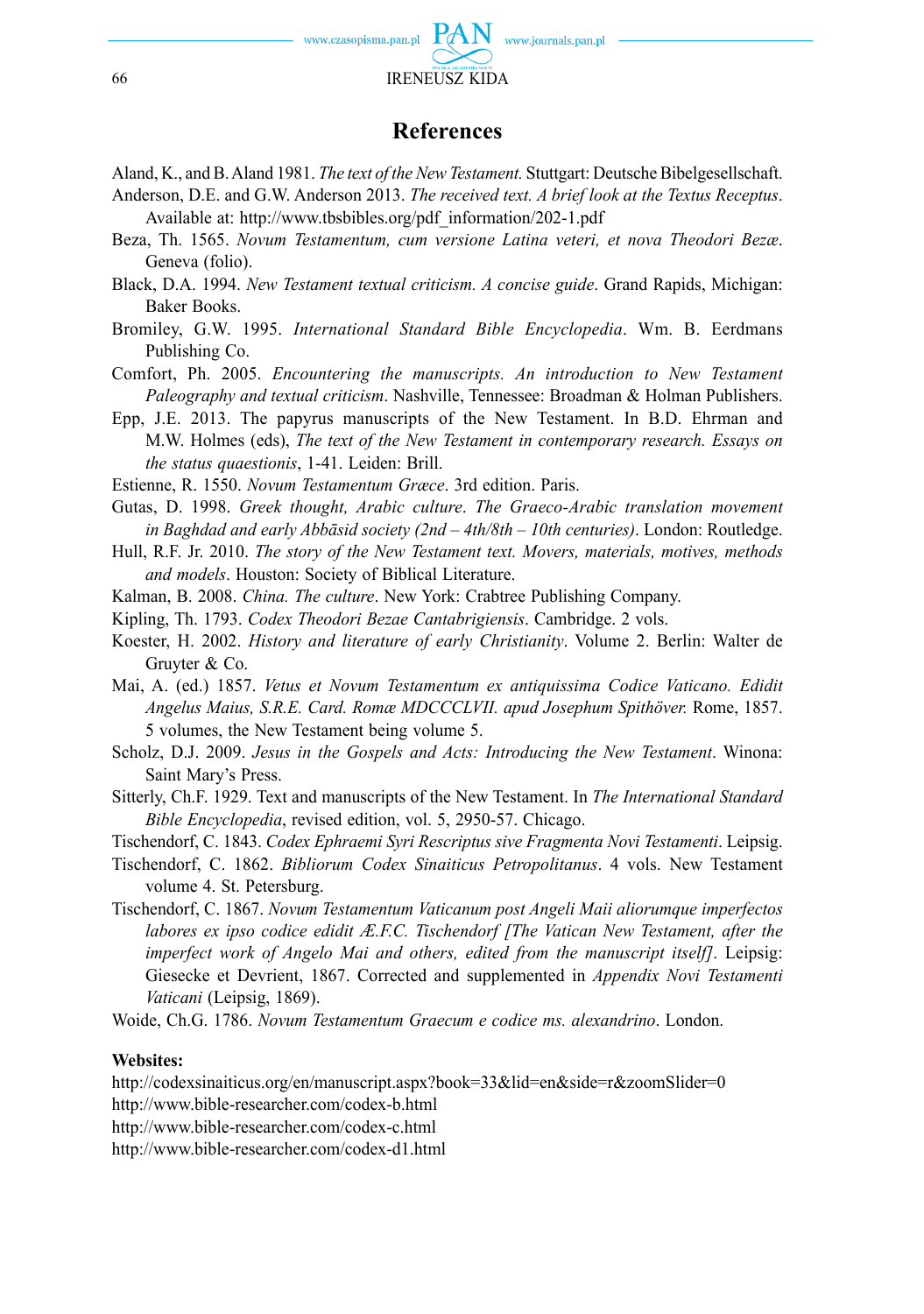## References

Aland, K., and B. Aland 1981. *The text of the New Testament.* Stuttgart: Deutsche Bibelgesellschaft.

Anderson, D.E. and G.W. Anderson 2013. *The received text. A brief look at the Textus Receptus*. Available at: http://www.tbsbibles.org/pdf_information/202-1.pdf

Beza, Th. 1565. *Novum Testamentum, cum versione Latina veteri, et nova Theodori Bezæ*. Geneva (folio).

Black, D.A. 1994. *New Testament textual criticism. A concise guide*. Grand Rapids, Michigan: Baker Books.

Bromiley, G.W. 1995. *International Standard Bible Encyclopedia*. Wm. B. Eerdmans Publishing Co.

Comfort, Ph. 2005. *Encountering the manuscripts. An introduction to New Testament Paleography and textual criticism*. Nashville, Tennessee: Broadman & Holman Publishers.

Epp, J.E. 2013. The papyrus manuscripts of the New Testament. In B.D. Ehrman and M.W. Holmes (eds), *The text of the New Testament in contemporary research. Essays on the status quaestionis*, 1-41. Leiden: Brill.

Estienne, R. 1550. *Novum Testamentum Græce*. 3rd edition. Paris.

Gutas, D. 1998. *Greek thought, Arabic culture. The Graeco-Arabic translation movement in Baghdad and early Abbāsid society (2nd – 4th/8th – 10th centuries)*. London: Routledge.

Hull, R.F. Jr. 2010. *The story of the New Testament text. Movers, materials, motives, methods and models*. Houston: Society of Biblical Literature.

Kalman, B. 2008. *China. The culture*. New York: Crabtree Publishing Company.

Kipling, Th. 1793. *Codex Theodori Bezae Cantabrigiensis*. Cambridge. 2 vols.

Koester, H. 2002. *History and literature of early Christianity*. Volume 2. Berlin: Walter de Gruyter & Co.

Mai, A. (ed.) 1857. *Vetus et Novum Testamentum ex antiquissima Codice Vaticano. Edidit Angelus Maius, S.R.E. Card. Romæ MDCCCLVII. apud Josephum Spithöver.* Rome, 1857. 5 volumes, the New Testament being volume 5.

Scholz, D.J. 2009. *Jesus in the Gospels and Acts: Introducing the New Testament*. Winona: Saint Mary's Press.

Sitterly, Ch.F. 1929. Text and manuscripts of the New Testament. In *The International Standard Bible Encyclopedia*, revised edition, vol. 5, 2950-57. Chicago.

Tischendorf, C. 1843. *Codex Ephraemi Syri Rescriptus sive Fragmenta Novi Testamenti*. Leipsig.

Tischendorf, C. 1862. *Bibliorum Codex Sinaiticus Petropolitanus*. 4 vols. New Testament volume 4. St. Petersburg.

Tischendorf, C. 1867. *Novum Testamentum Vaticanum post Angeli Maii aliorumque imperfectos labores ex ipso codice edidit Æ.F.C. Tischendorf [The Vatican New Testament, after the imperfect work of Angelo Mai and others, edited from the manuscript itself]*. Leipsig: Giesecke et Devrient, 1867. Corrected and supplemented in *Appendix Novi Testamenti Vaticani* (Leipsig, 1869).

Woide, Ch.G. 1786. *Novum Testamentum Graecum e codice ms. alexandrino*. London.

**Websites:**

http://codexsinaiticus.org/en/manuscript.aspx?book=33&lid=en&side=r&zoomSlider=0
http://www.bible-researcher.com/codex-b.html
http://www.bible-researcher.com/codex-c.html
http://www.bible-researcher.com/codex-d1.html